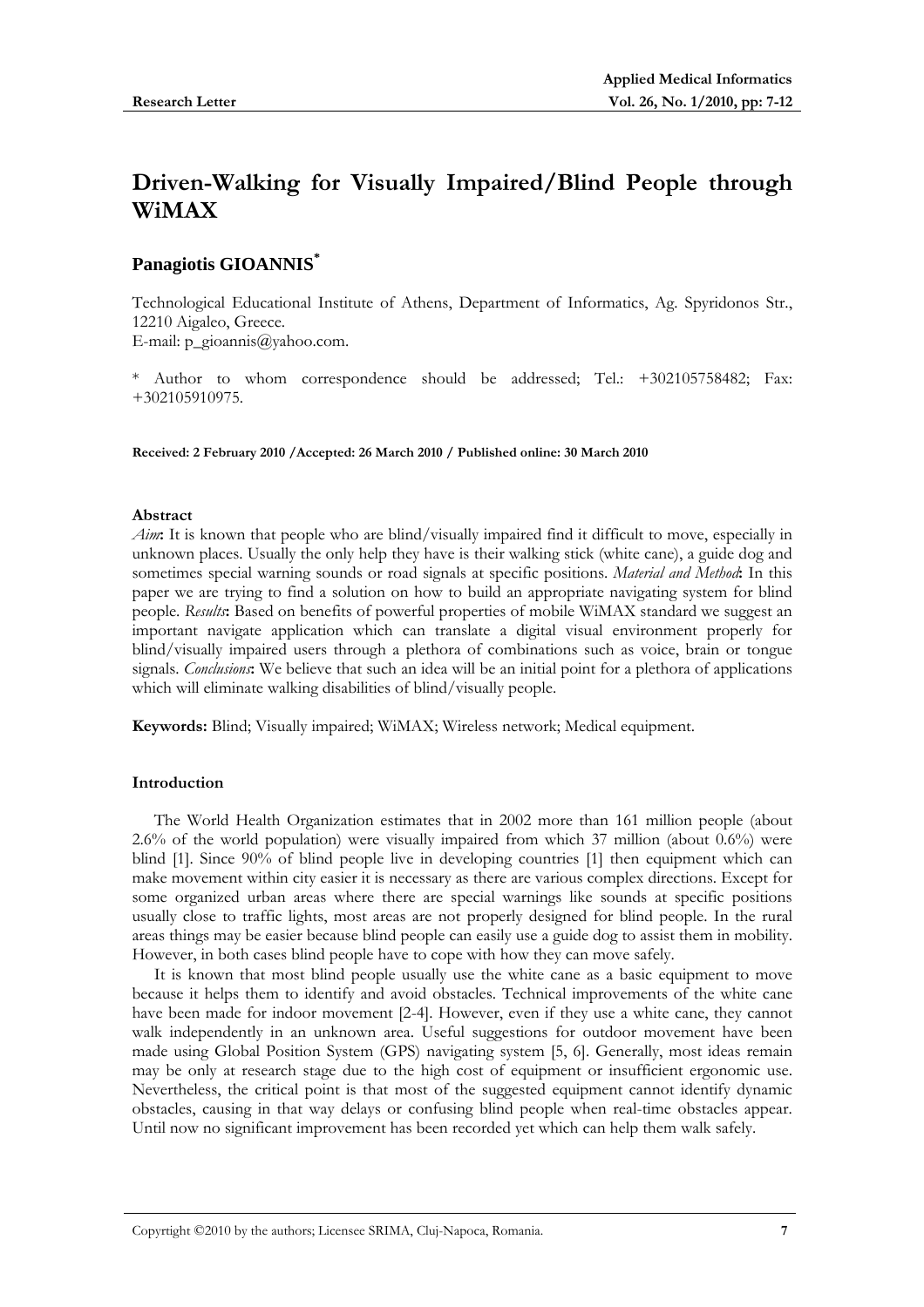**Research Letter**

# Driven-Walking for Visually Impaired/Blind People through WiMAX

**Panagiotis GIOANNIS***

Technological Educational Institute of Athens, Department of Informatics, Ag. Spyridonos Str., 12210 Aigaleo, Greece.
E-mail: p_gioannis@yahoo.com.

* Author to whom correspondence should be addressed; Tel.: +302105758482; Fax: +302105910975.

**Received: 2 February 2010 /Accepted: 26 March 2010 / Published online: 30 March 2010**

**Abstract**

*Aim***:** It is known that people who are blind/visually impaired find it difficult to move, especially in unknown places. Usually the only help they have is their walking stick (white cane), a guide dog and sometimes special warning sounds or road signals at specific positions. *Material and Method***:** In this paper we are trying to find a solution on how to build an appropriate navigating system for blind people. *Results***:** Based on benefits of powerful properties of mobile WiMAX standard we suggest an important navigate application which can translate a digital visual environment properly for blind/visually impaired users through a plethora of combinations such as voice, brain or tongue signals. *Conclusions***:** We believe that such an idea will be an initial point for a plethora of applications which will eliminate walking disabilities of blind/visually people.

**Keywords:** Blind; Visually impaired; WiMAX; Wireless network; Medical equipment.

## Introduction

The World Health Organization estimates that in 2002 more than 161 million people (about 2.6% of the world population) were visually impaired from which 37 million (about 0.6%) were blind [1]. Since 90% of blind people live in developing countries [1] then equipment which can make movement within city easier it is necessary as there are various complex directions. Except for some organized urban areas where there are special warnings like sounds at specific positions usually close to traffic lights, most areas are not properly designed for blind people. In the rural areas things may be easier because blind people can easily use a guide dog to assist them in mobility. However, in both cases blind people have to cope with how they can move safely.

It is known that most blind people usually use the white cane as a basic equipment to move because it helps them to identify and avoid obstacles. Technical improvements of the white cane have been made for indoor movement [2-4]. However, even if they use a white cane, they cannot walk independently in an unknown area. Useful suggestions for outdoor movement have been made using Global Position System (GPS) navigating system [5, 6]. Generally, most ideas remain may be only at research stage due to the high cost of equipment or insufficient ergonomic use. Nevertheless, the critical point is that most of the suggested equipment cannot identify dynamic obstacles, causing in that way delays or confusing blind people when real-time obstacles appear. Until now no significant improvement has been recorded yet which can help them walk safely.

Coprytight ©2010 by the authors; Licensee SRIMA, Cluj-Napoca, Romania.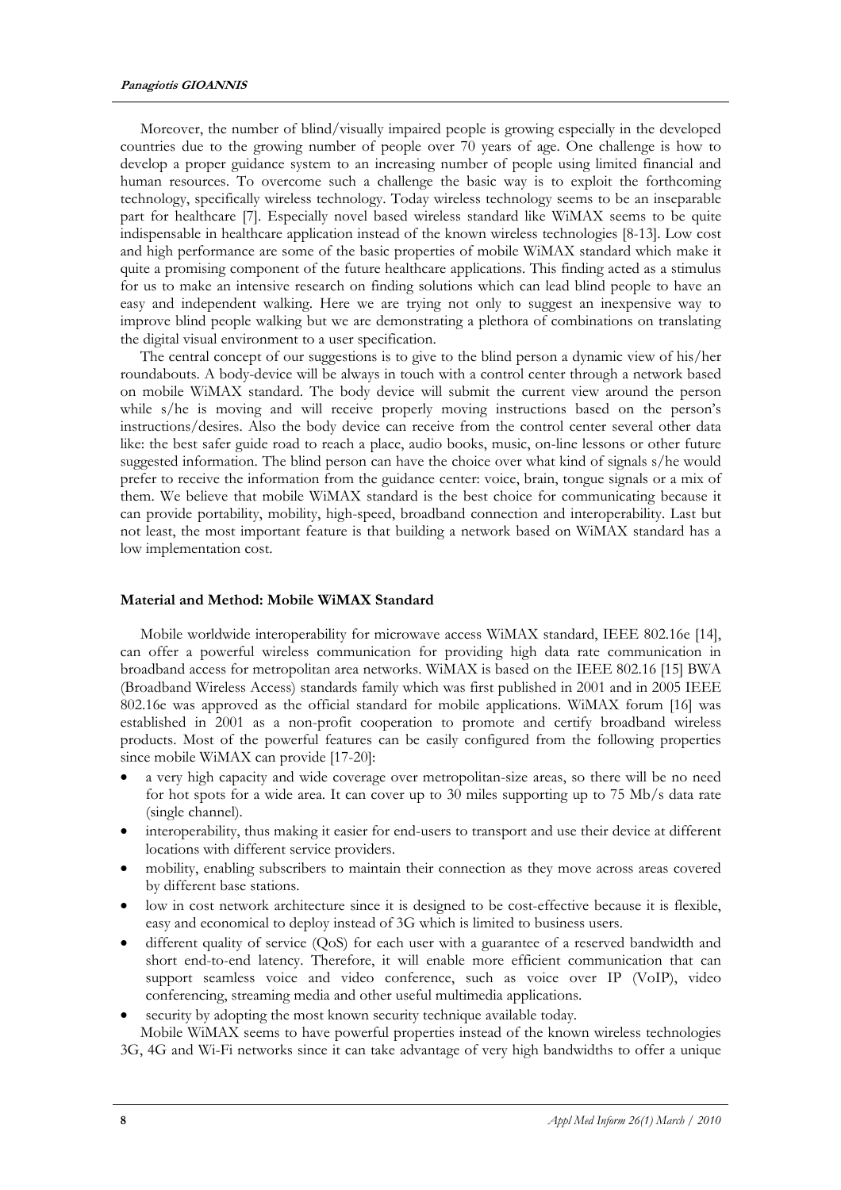Moreover, the number of blind/visually impaired people is growing especially in the developed countries due to the growing number of people over 70 years of age. One challenge is how to develop a proper guidance system to an increasing number of people using limited financial and human resources. To overcome such a challenge the basic way is to exploit the forthcoming technology, specifically wireless technology. Today wireless technology seems to be an inseparable part for healthcare [7]. Especially novel based wireless standard like WiMAX seems to be quite indispensable in healthcare application instead of the known wireless technologies [8-13]. Low cost and high performance are some of the basic properties of mobile WiMAX standard which make it quite a promising component of the future healthcare applications. This finding acted as a stimulus for us to make an intensive research on finding solutions which can lead blind people to have an easy and independent walking. Here we are trying not only to suggest an inexpensive way to improve blind people walking but we are demonstrating a plethora of combinations on translating the digital visual environment to a user specification.

The central concept of our suggestions is to give to the blind person a dynamic view of his/her roundabouts. A body-device will be always in touch with a control center through a network based on mobile WiMAX standard. The body device will submit the current view around the person while s/he is moving and will receive properly moving instructions based on the person's instructions/desires. Also the body device can receive from the control center several other data like: the best safer guide road to reach a place, audio books, music, on-line lessons or other future suggested information. The blind person can have the choice over what kind of signals s/he would prefer to receive the information from the guidance center: voice, brain, tongue signals or a mix of them. We believe that mobile WiMAX standard is the best choice for communicating because it can provide portability, mobility, high-speed, broadband connection and interoperability. Last but not least, the most important feature is that building a network based on WiMAX standard has a low implementation cost.

## Material and Method: Mobile WiMAX Standard

Mobile worldwide interoperability for microwave access WiMAX standard, IEEE 802.16e [14], can offer a powerful wireless communication for providing high data rate communication in broadband access for metropolitan area networks. WiMAX is based on the IEEE 802.16 [15] BWA (Broadband Wireless Access) standards family which was first published in 2001 and in 2005 IEEE 802.16e was approved as the official standard for mobile applications. WiMAX forum [16] was established in 2001 as a non-profit cooperation to promote and certify broadband wireless products. Most of the powerful features can be easily configured from the following properties since mobile WiMAX can provide [17-20]:

- a very high capacity and wide coverage over metropolitan-size areas, so there will be no need for hot spots for a wide area. It can cover up to 30 miles supporting up to 75 Mb/s data rate (single channel).
- interoperability, thus making it easier for end-users to transport and use their device at different locations with different service providers.
- mobility, enabling subscribers to maintain their connection as they move across areas covered by different base stations.
- low in cost network architecture since it is designed to be cost-effective because it is flexible, easy and economical to deploy instead of 3G which is limited to business users.
- different quality of service (QoS) for each user with a guarantee of a reserved bandwidth and short end-to-end latency. Therefore, it will enable more efficient communication that can support seamless voice and video conference, such as voice over IP (VoIP), video conferencing, streaming media and other useful multimedia applications.
- security by adopting the most known security technique available today.

Mobile WiMAX seems to have powerful properties instead of the known wireless technologies 3G, 4G and Wi-Fi networks since it can take advantage of very high bandwidths to offer a unique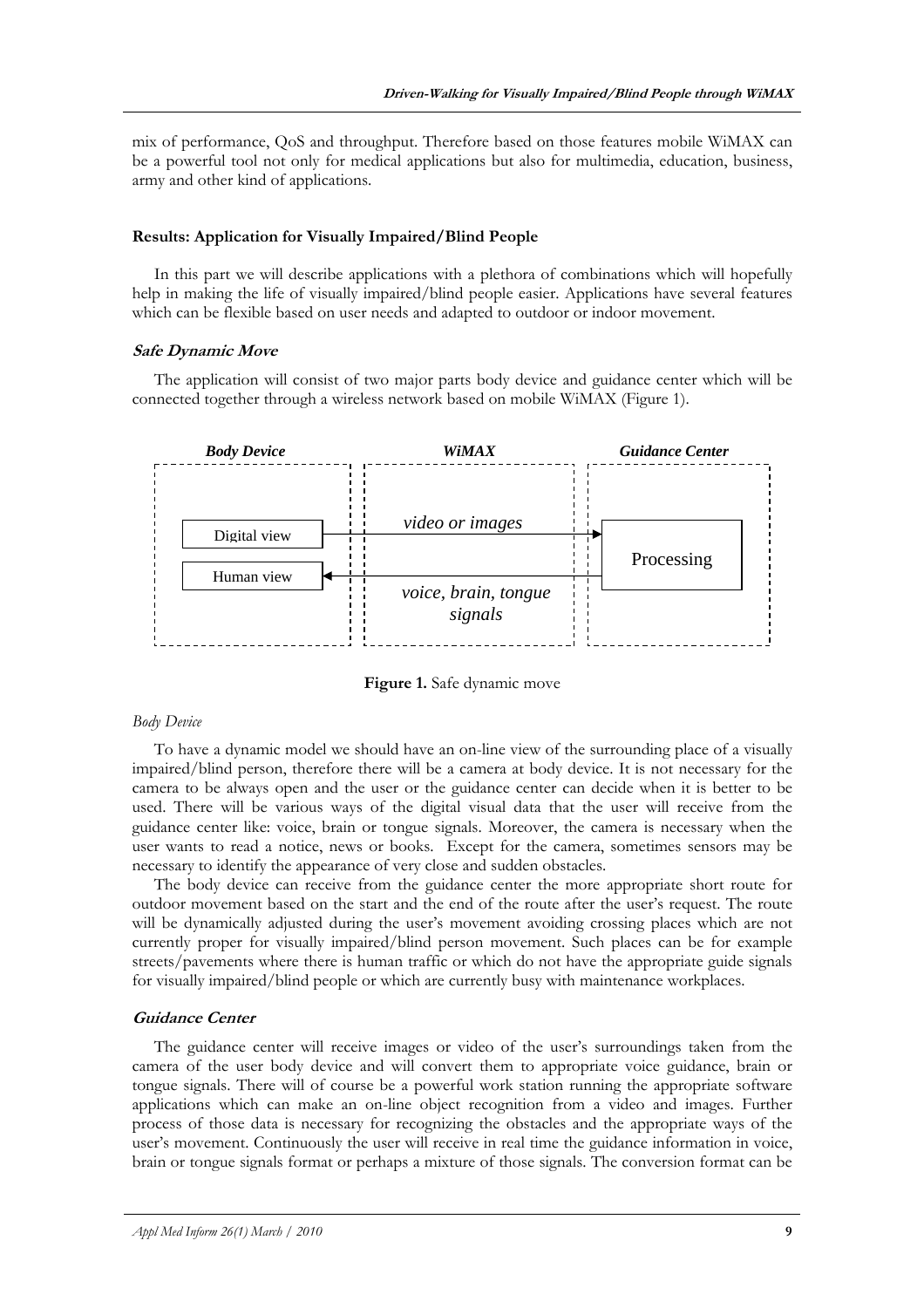mix of performance, QoS and throughput. Therefore based on those features mobile WiMAX can be a powerful tool not only for medical applications but also for multimedia, education, business, army and other kind of applications.

## Results: Application for Visually Impaired/Blind People

In this part we will describe applications with a plethora of combinations which will hopefully help in making the life of visually impaired/blind people easier. Applications have several features which can be flexible based on user needs and adapted to outdoor or indoor movement.

### *Safe Dynamic Move*

The application will consist of two major parts body device and guidance center which will be connected together through a wireless network based on mobile WiMAX (Figure 1).

**Figure 1.** Safe dynamic move

#### *Body Device*

To have a dynamic model we should have an on-line view of the surrounding place of a visually impaired/blind person, therefore there will be a camera at body device. It is not necessary for the camera to be always open and the user or the guidance center can decide when it is better to be used. There will be various ways of the digital visual data that the user will receive from the guidance center like: voice, brain or tongue signals. Moreover, the camera is necessary when the user wants to read a notice, news or books. Except for the camera, sometimes sensors may be necessary to identify the appearance of very close and sudden obstacles.

The body device can receive from the guidance center the more appropriate short route for outdoor movement based on the start and the end of the route after the user's request. The route will be dynamically adjusted during the user's movement avoiding crossing places which are not currently proper for visually impaired/blind person movement. Such places can be for example streets/pavements where there is human traffic or which do not have the appropriate guide signals for visually impaired/blind people or which are currently busy with maintenance workplaces.

### *Guidance Center*

The guidance center will receive images or video of the user's surroundings taken from the camera of the user body device and will convert them to appropriate voice guidance, brain or tongue signals. There will of course be a powerful work station running the appropriate software applications which can make an on-line object recognition from a video and images. Further process of those data is necessary for recognizing the obstacles and the appropriate ways of the user's movement. Continuously the user will receive in real time the guidance information in voice, brain or tongue signals format or perhaps a mixture of those signals. The conversion format can be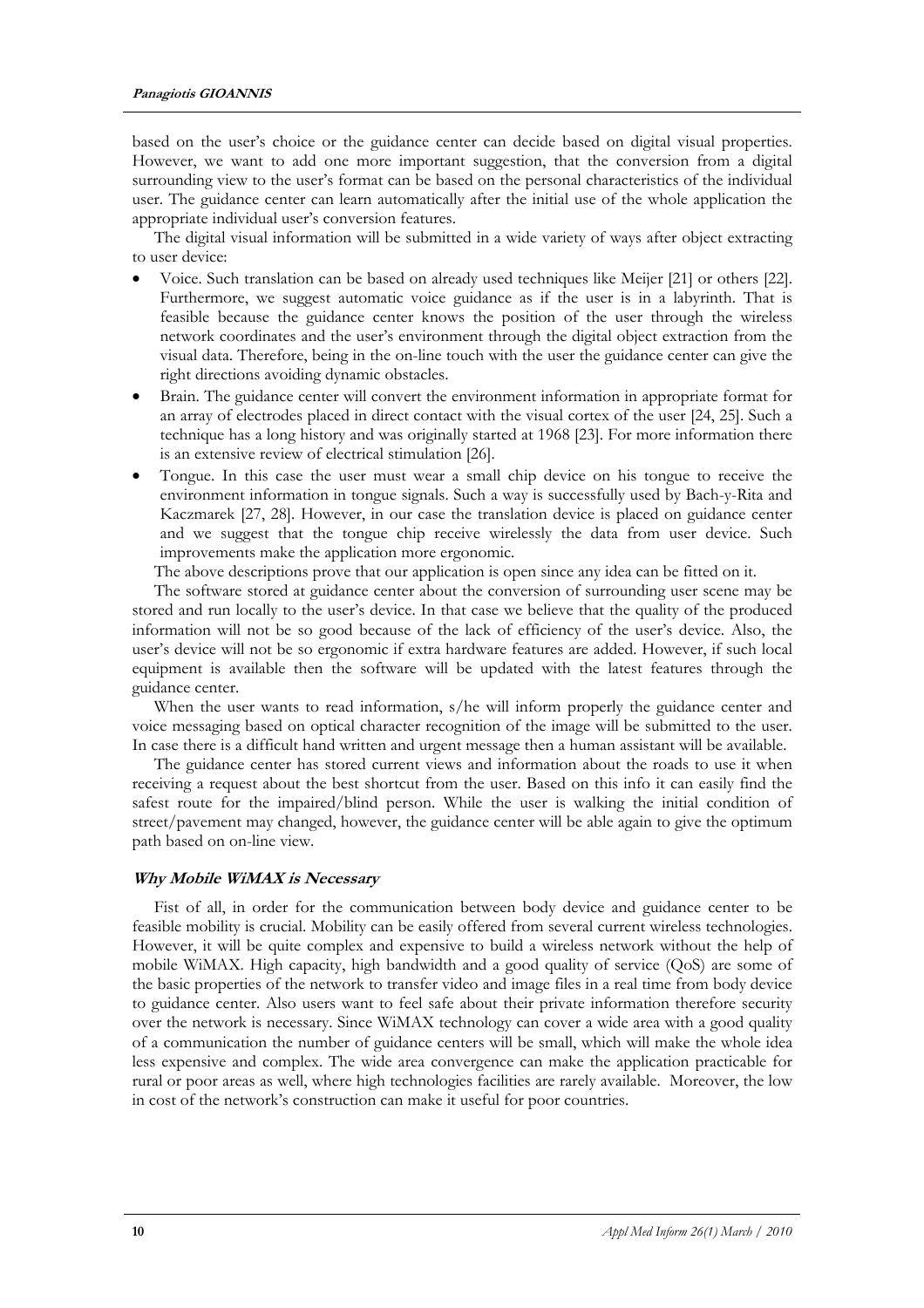based on the user's choice or the guidance center can decide based on digital visual properties. However, we want to add one more important suggestion, that the conversion from a digital surrounding view to the user's format can be based on the personal characteristics of the individual user. The guidance center can learn automatically after the initial use of the whole application the appropriate individual user's conversion features.

The digital visual information will be submitted in a wide variety of ways after object extracting to user device:

- Voice. Such translation can be based on already used techniques like Meijer [21] or others [22]. Furthermore, we suggest automatic voice guidance as if the user is in a labyrinth. That is feasible because the guidance center knows the position of the user through the wireless network coordinates and the user's environment through the digital object extraction from the visual data. Therefore, being in the on-line touch with the user the guidance center can give the right directions avoiding dynamic obstacles.
- Brain. The guidance center will convert the environment information in appropriate format for an array of electrodes placed in direct contact with the visual cortex of the user [24, 25]. Such a technique has a long history and was originally started at 1968 [23]. For more information there is an extensive review of electrical stimulation [26].
- Tongue. In this case the user must wear a small chip device on his tongue to receive the environment information in tongue signals. Such a way is successfully used by Bach-y-Rita and Kaczmarek [27, 28]. However, in our case the translation device is placed on guidance center and we suggest that the tongue chip receive wirelessly the data from user device. Such improvements make the application more ergonomic.

The above descriptions prove that our application is open since any idea can be fitted on it.

The software stored at guidance center about the conversion of surrounding user scene may be stored and run locally to the user's device. In that case we believe that the quality of the produced information will not be so good because of the lack of efficiency of the user's device. Also, the user's device will not be so ergonomic if extra hardware features are added. However, if such local equipment is available then the software will be updated with the latest features through the guidance center.

When the user wants to read information, s/he will inform properly the guidance center and voice messaging based on optical character recognition of the image will be submitted to the user. In case there is a difficult hand written and urgent message then a human assistant will be available.

The guidance center has stored current views and information about the roads to use it when receiving a request about the best shortcut from the user. Based on this info it can easily find the safest route for the impaired/blind person. While the user is walking the initial condition of street/pavement may changed, however, the guidance center will be able again to give the optimum path based on on-line view.

### *Why Mobile WiMAX is Necessary*

Fist of all, in order for the communication between body device and guidance center to be feasible mobility is crucial. Mobility can be easily offered from several current wireless technologies. However, it will be quite complex and expensive to build a wireless network without the help of mobile WiMAX. High capacity, high bandwidth and a good quality of service (QoS) are some of the basic properties of the network to transfer video and image files in a real time from body device to guidance center. Also users want to feel safe about their private information therefore security over the network is necessary. Since WiMAX technology can cover a wide area with a good quality of a communication the number of guidance centers will be small, which will make the whole idea less expensive and complex. The wide area convergence can make the application practicable for rural or poor areas as well, where high technologies facilities are rarely available. Moreover, the low in cost of the network's construction can make it useful for poor countries.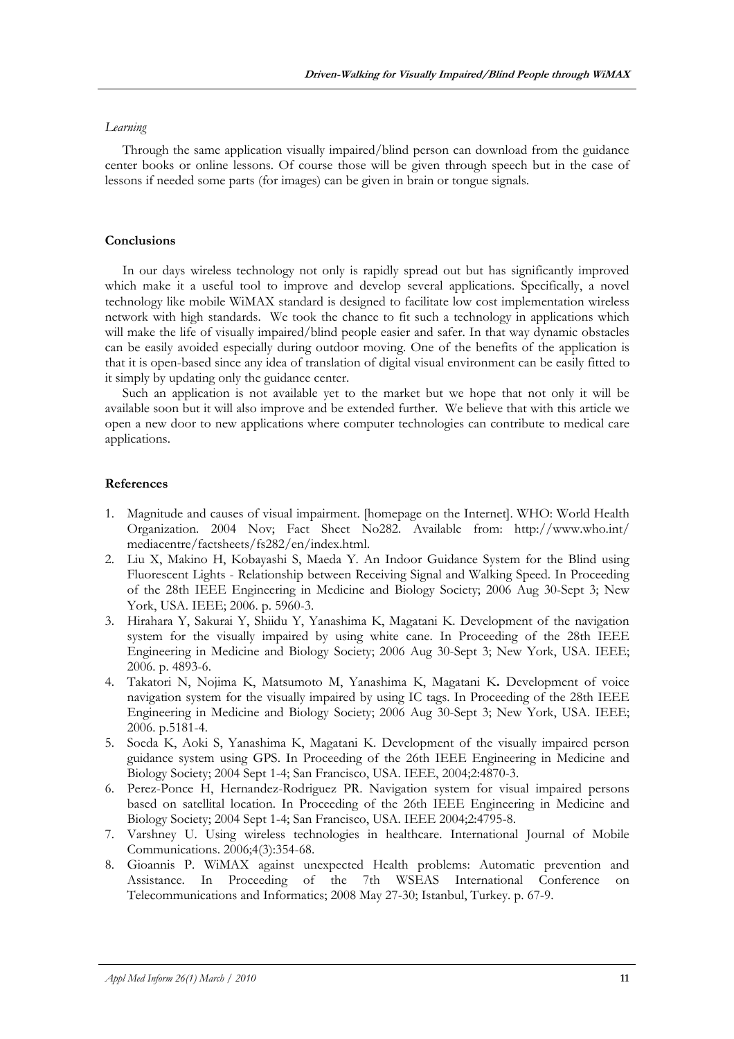*Learning*

Through the same application visually impaired/blind person can download from the guidance center books or online lessons. Of course those will be given through speech but in the case of lessons if needed some parts (for images) can be given in brain or tongue signals.

## Conclusions

In our days wireless technology not only is rapidly spread out but has significantly improved which make it a useful tool to improve and develop several applications. Specifically, a novel technology like mobile WiMAX standard is designed to facilitate low cost implementation wireless network with high standards. We took the chance to fit such a technology in applications which will make the life of visually impaired/blind people easier and safer. In that way dynamic obstacles can be easily avoided especially during outdoor moving. One of the benefits of the application is that it is open-based since any idea of translation of digital visual environment can be easily fitted to it simply by updating only the guidance center.

Such an application is not available yet to the market but we hope that not only it will be available soon but it will also improve and be extended further. We believe that with this article we open a new door to new applications where computer technologies can contribute to medical care applications.

## References

1. Magnitude and causes of visual impairment. [homepage on the Internet]. WHO: World Health Organization. 2004 Nov; Fact Sheet No282. Available from: http://www.who.int/mediacentre/factsheets/fs282/en/index.html.
2. Liu X, Makino H, Kobayashi S, Maeda Y. An Indoor Guidance System for the Blind using Fluorescent Lights - Relationship between Receiving Signal and Walking Speed. In Proceeding of the 28th IEEE Engineering in Medicine and Biology Society; 2006 Aug 30-Sept 3; New York, USA. IEEE; 2006. p. 5960-3.
3. Hirahara Y, Sakurai Y, Shiidu Y, Yanashima K, Magatani K. Development of the navigation system for the visually impaired by using white cane. In Proceeding of the 28th IEEE Engineering in Medicine and Biology Society; 2006 Aug 30-Sept 3; New York, USA. IEEE; 2006. p. 4893-6.
4. Takatori N, Nojima K, Matsumoto M, Yanashima K, Magatani K. Development of voice navigation system for the visually impaired by using IC tags. In Proceeding of the 28th IEEE Engineering in Medicine and Biology Society; 2006 Aug 30-Sept 3; New York, USA. IEEE; 2006. p.5181-4.
5. Soeda K, Aoki S, Yanashima K, Magatani K. Development of the visually impaired person guidance system using GPS. In Proceeding of the 26th IEEE Engineering in Medicine and Biology Society; 2004 Sept 1-4; San Francisco, USA. IEEE, 2004;2:4870-3.
6. Perez-Ponce H, Hernandez-Rodriguez PR. Navigation system for visual impaired persons based on satellital location. In Proceeding of the 26th IEEE Engineering in Medicine and Biology Society; 2004 Sept 1-4; San Francisco, USA. IEEE 2004;2:4795-8.
7. Varshney U. Using wireless technologies in healthcare. International Journal of Mobile Communications. 2006;4(3):354-68.
8. Gioannis P. WiMAX against unexpected Health problems: Automatic prevention and Assistance. In Proceeding of the 7th WSEAS International Conference on Telecommunications and Informatics; 2008 May 27-30; Istanbul, Turkey. p. 67-9.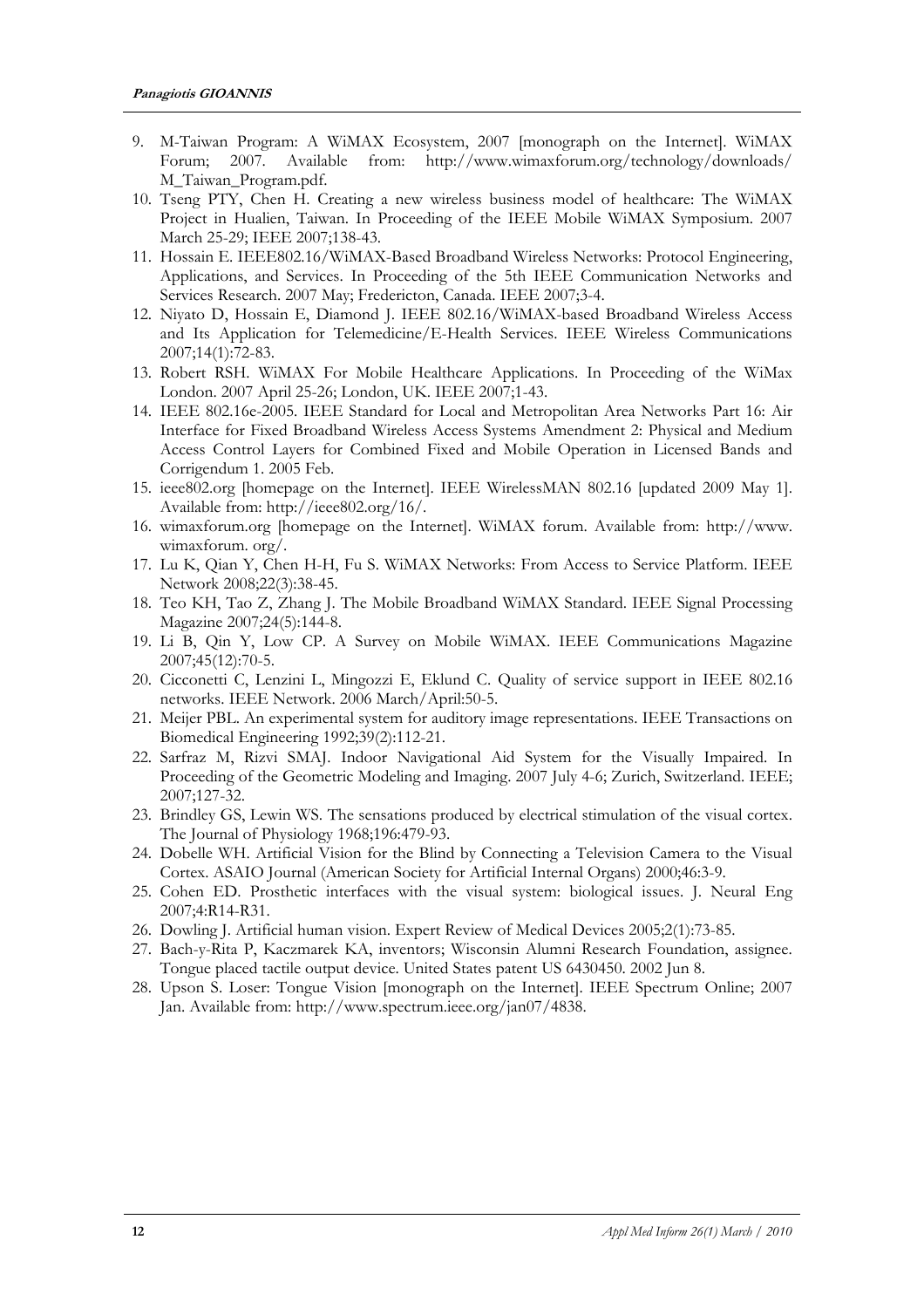9. M-Taiwan Program: A WiMAX Ecosystem, 2007 [monograph on the Internet]. WiMAX Forum; 2007. Available from: http://www.wimaxforum.org/technology/downloads/M_Taiwan_Program.pdf.
10. Tseng PTY, Chen H. Creating a new wireless business model of healthcare: The WiMAX Project in Hualien, Taiwan. In Proceeding of the IEEE Mobile WiMAX Symposium. 2007 March 25-29; IEEE 2007;138-43.
11. Hossain E. IEEE802.16/WiMAX-Based Broadband Wireless Networks: Protocol Engineering, Applications, and Services. In Proceeding of the 5th IEEE Communication Networks and Services Research. 2007 May; Fredericton, Canada. IEEE 2007;3-4.
12. Niyato D, Hossain E, Diamond J. IEEE 802.16/WiMAX-based Broadband Wireless Access and Its Application for Telemedicine/E-Health Services. IEEE Wireless Communications 2007;14(1):72-83.
13. Robert RSH. WiMAX For Mobile Healthcare Applications. In Proceeding of the WiMax London. 2007 April 25-26; London, UK. IEEE 2007;1-43.
14. IEEE 802.16e-2005. IEEE Standard for Local and Metropolitan Area Networks Part 16: Air Interface for Fixed Broadband Wireless Access Systems Amendment 2: Physical and Medium Access Control Layers for Combined Fixed and Mobile Operation in Licensed Bands and Corrigendum 1. 2005 Feb.
15. ieee802.org [homepage on the Internet]. IEEE WirelessMAN 802.16 [updated 2009 May 1]. Available from: http://ieee802.org/16/.
16. wimaxforum.org [homepage on the Internet]. WiMAX forum. Available from: http://www.wimaxforum. org/.
17. Lu K, Qian Y, Chen H-H, Fu S. WiMAX Networks: From Access to Service Platform. IEEE Network 2008;22(3):38-45.
18. Teo KH, Tao Z, Zhang J. The Mobile Broadband WiMAX Standard. IEEE Signal Processing Magazine 2007;24(5):144-8.
19. Li B, Qin Y, Low CP. A Survey on Mobile WiMAX. IEEE Communications Magazine 2007;45(12):70-5.
20. Cicconetti C, Lenzini L, Mingozzi E, Eklund C. Quality of service support in IEEE 802.16 networks. IEEE Network. 2006 March/April:50-5.
21. Meijer PBL. An experimental system for auditory image representations. IEEE Transactions on Biomedical Engineering 1992;39(2):112-21.
22. Sarfraz M, Rizvi SMAJ. Indoor Navigational Aid System for the Visually Impaired. In Proceeding of the Geometric Modeling and Imaging. 2007 July 4-6; Zurich, Switzerland. IEEE; 2007;127-32.
23. Brindley GS, Lewin WS. The sensations produced by electrical stimulation of the visual cortex. The Journal of Physiology 1968;196:479-93.
24. Dobelle WH. Artificial Vision for the Blind by Connecting a Television Camera to the Visual Cortex. ASAIO Journal (American Society for Artificial Internal Organs) 2000;46:3-9.
25. Cohen ED. Prosthetic interfaces with the visual system: biological issues. J. Neural Eng 2007;4:R14-R31.
26. Dowling J. Artificial human vision. Expert Review of Medical Devices 2005;2(1):73-85.
27. Bach-y-Rita P, Kaczmarek KA, inventors; Wisconsin Alumni Research Foundation, assignee. Tongue placed tactile output device. United States patent US 6430450. 2002 Jun 8.
28. Upson S. Loser: Tongue Vision [monograph on the Internet]. IEEE Spectrum Online; 2007 Jan. Available from: http://www.spectrum.ieee.org/jan07/4838.